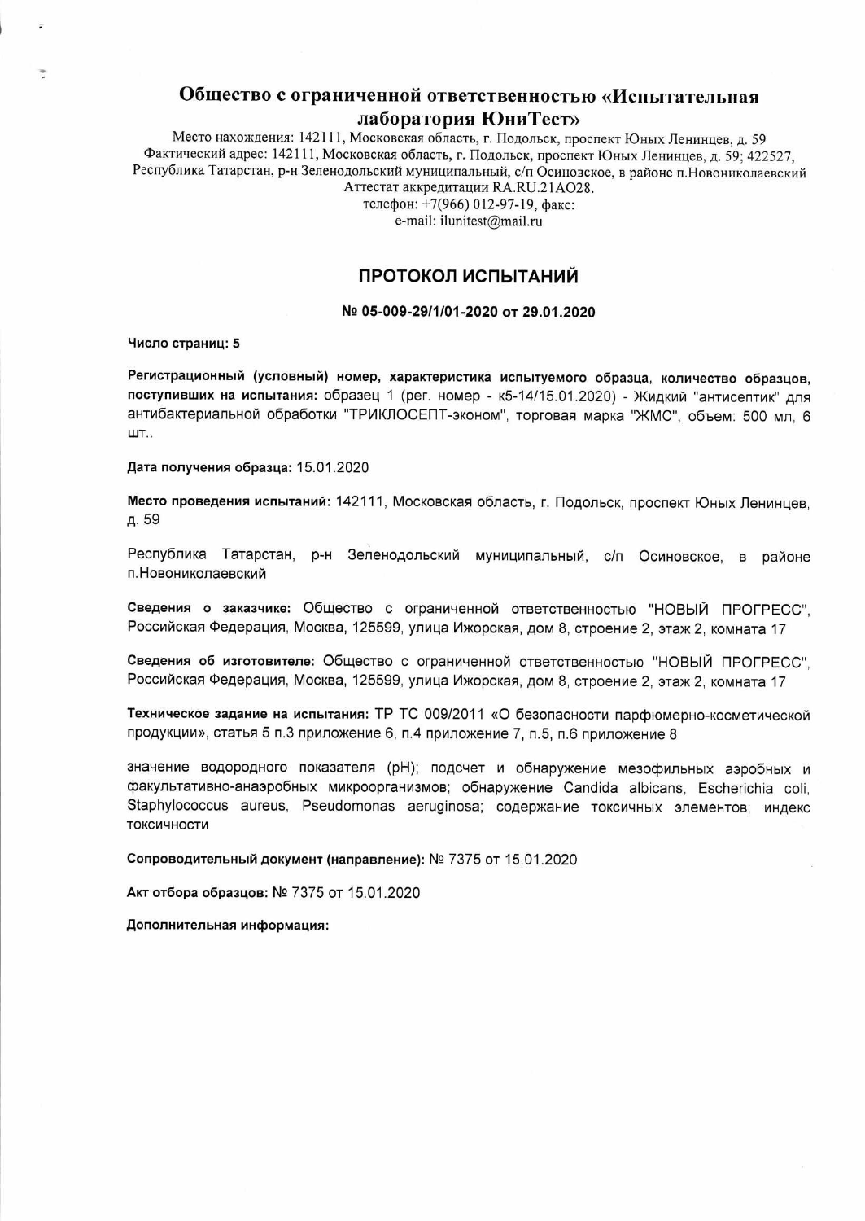# Общество с ограниченной ответственностью «Испытательная лаборатория ЮниТест»

Место нахождения: 142111, Московская область, г. Подольск, проспект Юных Ленинцев, д. 59
Фактический адрес: 142111, Московская область, г. Подольск, проспект Юных Ленинцев, д. 59; 422527, Республика Татарстан, р-н Зеленодольский муниципальный, с/п Осиновское, в районе п.Новониколаевский
Аттестат аккредитации RA.RU.21AO28.
телефон: +7(966) 012-97-19, факс:
e-mail: ilunitest@mail.ru

## ПРОТОКОЛ ИСПЫТАНИЙ

**№ 05-009-29/1/01-2020 от 29.01.2020**

**Число страниц: 5**

**Регистрационный (условный) номер, характеристика испытуемого образца, количество образцов, поступивших на испытания:** образец 1 (рег. номер - к5-14/15.01.2020) - Жидкий "антисептик" для антибактериальной обработки "ТРИКЛОСЕПТ-эконом", торговая марка "ЖМС", объем: 500 мл, 6 шт..

**Дата получения образца:** 15.01.2020

**Место проведения испытаний:** 142111, Московская область, г. Подольск, проспект Юных Ленинцев, д. 59

Республика Татарстан, р-н Зеленодольский муниципальный, с/п Осиновское, в районе п.Новониколаевский

**Сведения о заказчике:** Общество с ограниченной ответственностью "НОВЫЙ ПРОГРЕСС", Российская Федерация, Москва, 125599, улица Ижорская, дом 8, строение 2, этаж 2, комната 17

**Сведения об изготовителе:** Общество с ограниченной ответственностью "НОВЫЙ ПРОГРЕСС", Российская Федерация, Москва, 125599, улица Ижорская, дом 8, строение 2, этаж 2, комната 17

**Техническое задание на испытания:** ТР ТС 009/2011 «О безопасности парфюмерно-косметической продукции», статья 5 п.3 приложение 6, п.4 приложение 7, п.5, п.6 приложение 8

значение водородного показателя (pH); подсчет и обнаружение мезофильных аэробных и факультативно-анаэробных микроорганизмов; обнаружение Candida albicans, Escherichia coli, Staphylococcus aureus, Pseudomonas aeruginosa; содержание токсичных элементов; индекс токсичности

**Сопроводительный документ (направление):** № 7375 от 15.01.2020

**Акт отбора образцов:** № 7375 от 15.01.2020

**Дополнительная информация:**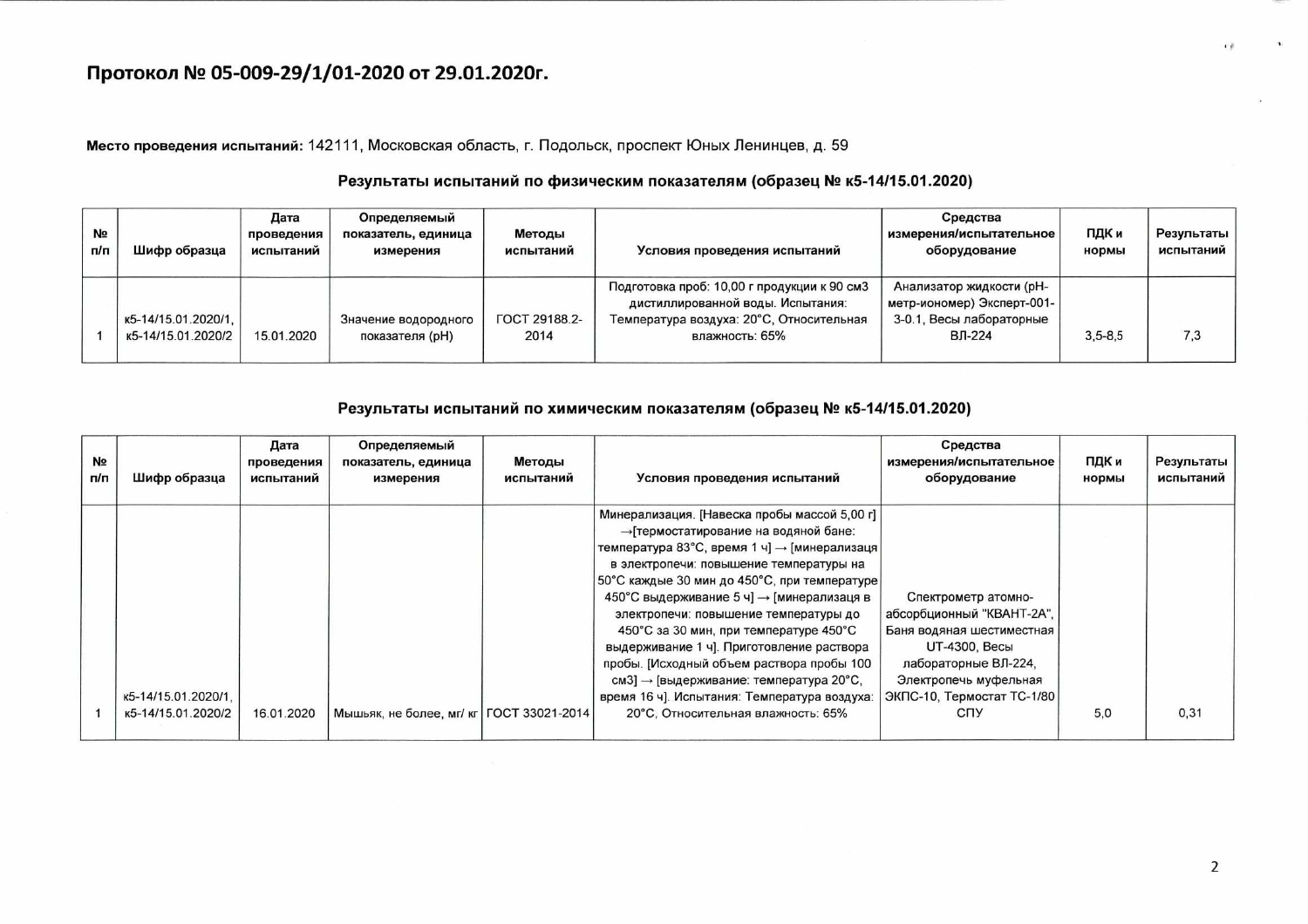# Протокол № 05-009-29/1/01-2020 от 29.01.2020г.

**Место проведения испытаний:** 142111, Московская область, г. Подольск, проспект Юных Ленинцев, д. 59

### Результаты испытаний по физическим показателям (образец № к5-14/15.01.2020)

| № п/п | Шифр образца | Дата проведения испытаний | Определяемый показатель, единица измерения | Методы испытаний | Условия проведения испытаний | Средства измерения/испытательное оборудование | ПДК и нормы | Результаты испытаний |
|---|---|---|---|---|---|---|---|---|
| 1 | к5-14/15.01.2020/1, к5-14/15.01.2020/2 | 15.01.2020 | Значение водородного показателя (pH) | ГОСТ 29188.2-2014 | Подготовка проб: 10,00 г продукции к 90 см3 дистиллированной воды. Испытания: Температура воздуха: 20°С, Относительная влажность: 65% | Анализатор жидкости (pH-метр-иономер) Эксперт-001-3-0.1, Весы лабораторные ВЛ-224 | 3,5-8,5 | 7,3 |

### Результаты испытаний по химическим показателям (образец № к5-14/15.01.2020)

| № п/п | Шифр образца | Дата проведения испытаний | Определяемый показатель, единица измерения | Методы испытаний | Условия проведения испытаний | Средства измерения/испытательное оборудование | ПДК и нормы | Результаты испытаний |
|---|---|---|---|---|---|---|---|---|
| 1 | к5-14/15.01.2020/1, к5-14/15.01.2020/2 | 16.01.2020 | Мышьяк, не более, мг/ кг | ГОСТ 33021-2014 | Минерализация. [Навеска пробы массой 5,00 г] →[термостатирование на водяной бане: температура 83°С, время 1 ч] → [минерализаця в электропечи: повышение температуры на 50°С каждые 30 мин до 450°С, при температуре 450°С выдерживание 5 ч] → [минерализаця в электропечи: повышение температуры до 450°С за 30 мин, при температуре 450°С выдерживание 1 ч]. Приготовление раствора пробы. [Исходный объем раствора пробы 100 см3] → [выдерживание: температура 20°С, время 16 ч]. Испытания: Температура воздуха: 20°С, Относительная влажность: 65% | Спектрометр атомно-абсорбционный "КВАНТ-2А", Баня водяная шестиместная UT-4300, Весы лабораторные ВЛ-224, Электропечь муфельная ЭКПС-10, Термостат ТС-1/80 СПУ | 5,0 | 0,31 |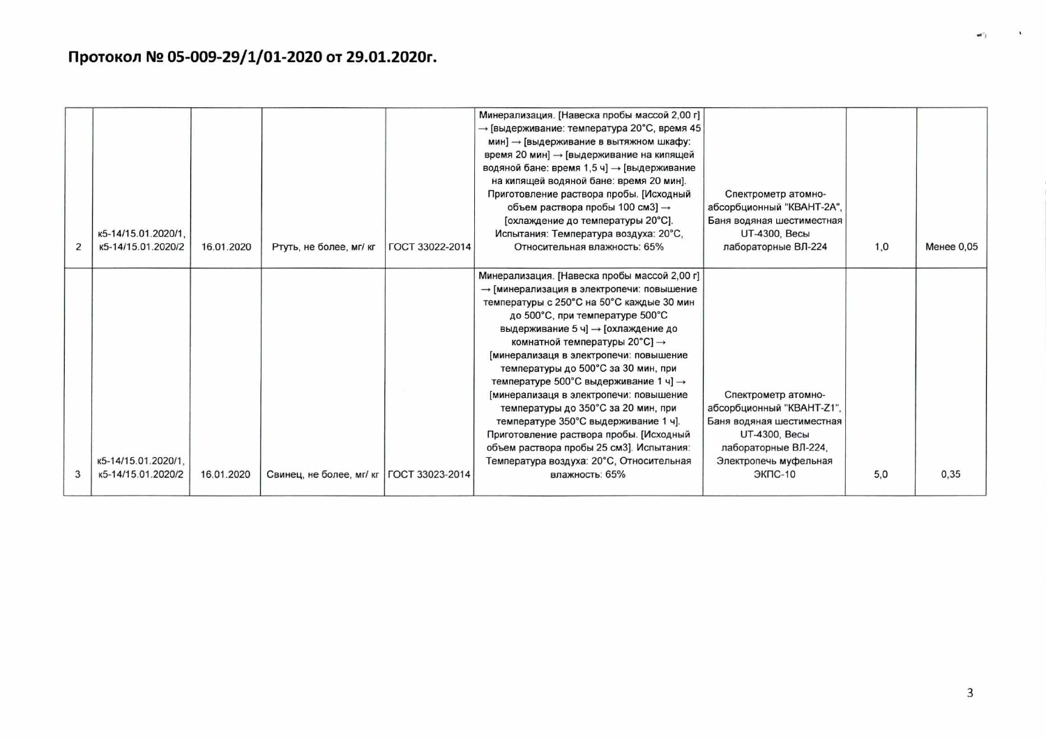**Протокол № 05-009-29/1/01-2020 от 29.01.2020г.**

| | | | | | | | | |
|---|---|---|---|---|---|---|---|---|
| 2 | к5-14/15.01.2020/1, к5-14/15.01.2020/2 | 16.01.2020 | Ртуть, не более, мг/ кг | ГОСТ 33022-2014 | Минерализация. [Навеска пробы массой 2,00 г] → [выдерживание: температура 20°С, время 45 мин] → [выдерживание в вытяжном шкафу: время 20 мин] → [выдерживание на кипящей водяной бане: время 1,5 ч] → [выдерживание на кипящей водяной бане: время 20 мин]. Приготовление раствора пробы. [Исходный объем раствора пробы 100 см3] → [охлаждение до температуры 20°С]. Испытания: Температура воздуха: 20°С, Относительная влажность: 65% | Спектрометр атомно-абсорбционный "КВАНТ-2А", Баня водяная шестиместная UT-4300, Весы лабораторные ВЛ-224 | 1,0 | Менее 0,05 |
| 3 | к5-14/15.01.2020/1, к5-14/15.01.2020/2 | 16.01.2020 | Свинец, не более, мг/ кг | ГОСТ 33023-2014 | Минерализация. [Навеска пробы массой 2,00 г] → [минерализация в электропечи: повышение температуры с 250°С на 50°С каждые 30 мин до 500°С, при температуре 500°С выдерживание 5 ч] → [охлаждение до комнатной температуры 20°С] → [минерализаця в электропечи: повышение температуры до 500°С за 30 мин, при температуре 500°С выдерживание 1 ч] → [минерализаця в электропечи: повышение температуры до 350°С за 20 мин, при температуре 350°С выдерживание 1 ч]. Приготовление раствора пробы. [Исходный объем раствора пробы 25 см3]. Испытания: Температура воздуха: 20°С, Относительная влажность: 65% | Спектрометр атомно-абсорбционный "КВАНТ-Z1", Баня водяная шестиместная UT-4300, Весы лабораторные ВЛ-224, Электропечь муфельная ЭКПС-10 | 5,0 | 0,35 |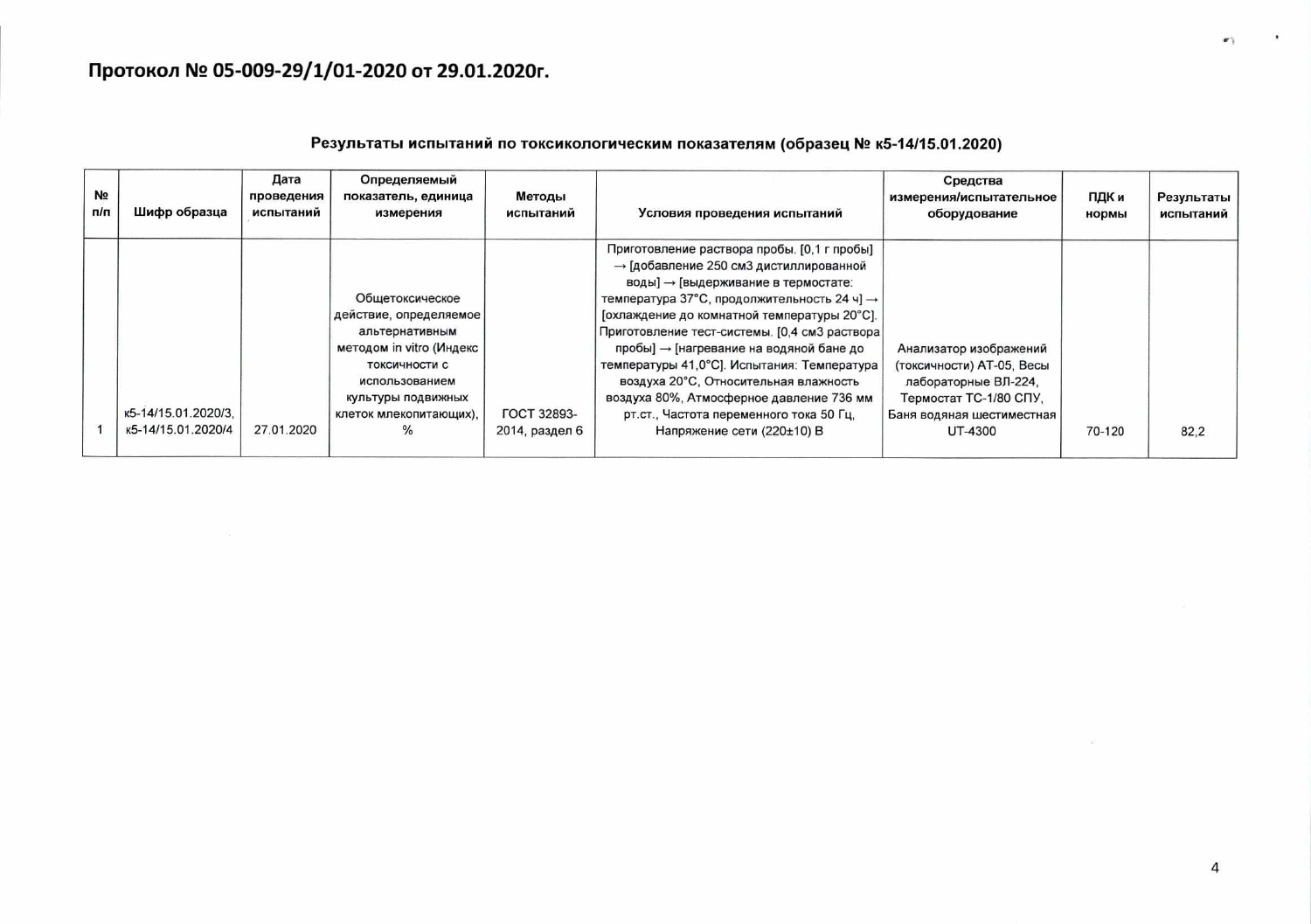## Протокол № 05-009-29/1/01-2020 от 29.01.2020г.

**Результаты испытаний по токсикологическим показателям (образец № к5-14/15.01.2020)**

| № п/п | Шифр образца | Дата проведения испытаний | Определяемый показатель, единица измерения | Методы испытаний | Условия проведения испытаний | Средства измерения/испытательное оборудование | ПДК и нормы | Результаты испытаний |
|---|---|---|---|---|---|---|---|---|
| 1 | к5-14/15.01.2020/3, к5-14/15.01.2020/4 | 27.01.2020 | Общетоксическое действие, определяемое альтернативным методом in vitro (Индекс токсичности с использованием культуры подвижных клеток млекопитающих), % | ГОСТ 32893-2014, раздел 6 | Приготовление раствора пробы. [0,1 г пробы] → [добавление 250 см3 дистиллированной воды] → [выдерживание в термостате: температура 37°С, продолжительность 24 ч] → [охлаждение до комнатной температуры 20°С]. Приготовление тест-системы. [0,4 см3 раствора пробы] → [нагревание на водяной бане до температуры 41,0°С]. Испытания: Температура воздуха 20°С, Относительная влажность воздуха 80%, Атмосферное давление 736 мм рт.ст., Частота переменного тока 50 Гц, Напряжение сети (220±10) В | Анализатор изображений (токсичности) АТ-05, Весы лабораторные ВЛ-224, Термостат ТС-1/80 СПУ, Баня водяная шестиместная UT-4300 | 70-120 | 82,2 |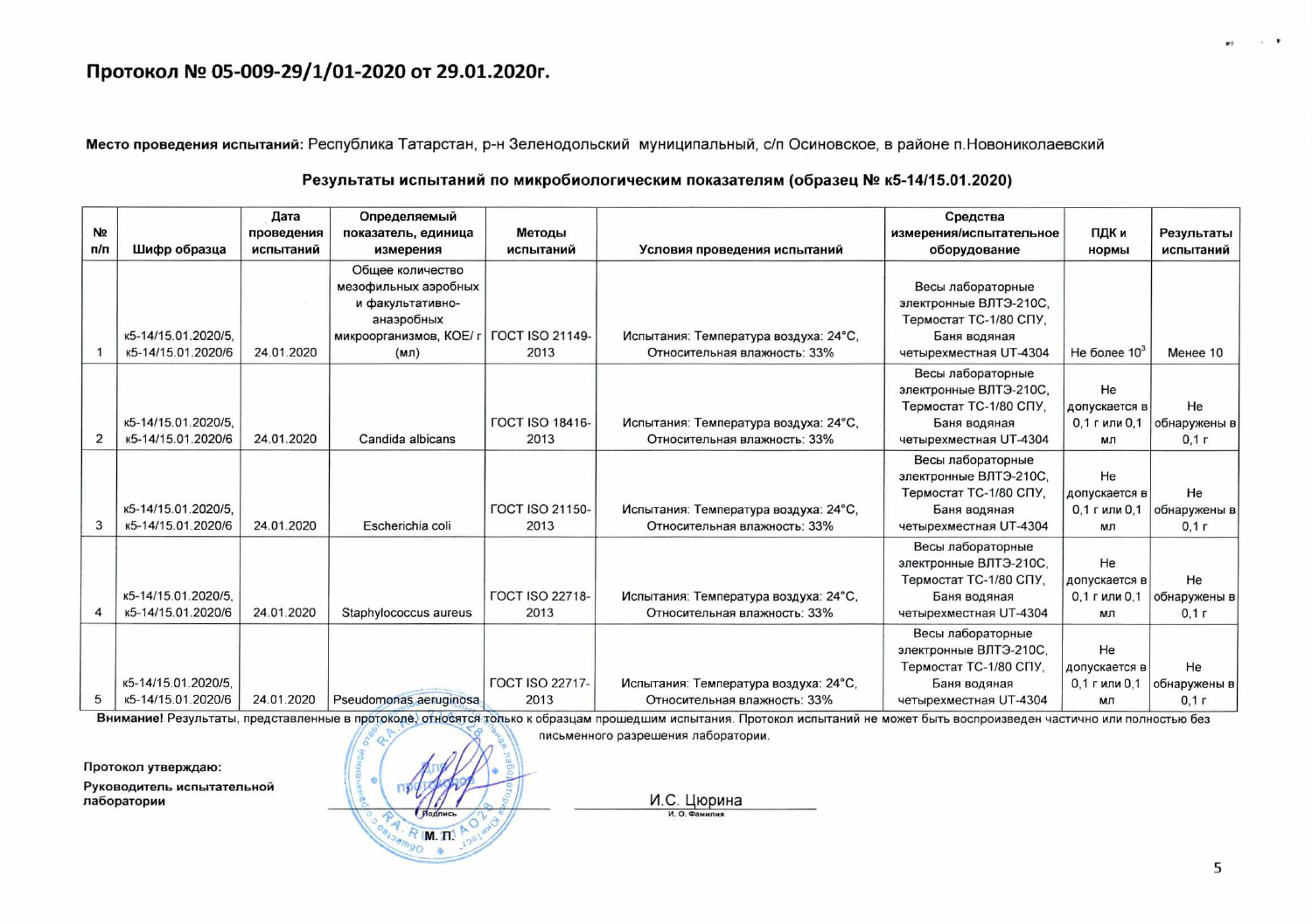# Протокол № 05-009-29/1/01-2020 от 29.01.2020г.

**Место проведения испытаний:** Республика Татарстан, р-н Зеленодольский муниципальный, с/п Осиновское, в районе п.Новониколаевский

### Результаты испытаний по микробиологическим показателям (образец № к5-14/15.01.2020)

| № п/п | Шифр образца | Дата проведения испытаний | Определяемый показатель, единица измерения | Методы испытаний | Условия проведения испытаний | Средства измерения/испытательное оборудование | ПДК и нормы | Результаты испытаний |
|---|---|---|---|---|---|---|---|---|
| 1 | к5-14/15.01.2020/5, к5-14/15.01.2020/6 | 24.01.2020 | Общее количество мезофильных аэробных и факультативно-анаэробных микроорганизмов, КОЕ/ г (мл) | ГОСТ ISO 21149-2013 | Испытания: Температура воздуха: 24°C, Относительная влажность: 33% | Весы лабораторные электронные ВЛТЭ-210С, Термостат ТС-1/80 СПУ, Баня водяная четырехместная UT-4304 | Не более $10^3$ | Менее 10 |
| 2 | к5-14/15.01.2020/5, к5-14/15.01.2020/6 | 24.01.2020 | Candida albicans | ГОСТ ISO 18416-2013 | Испытания: Температура воздуха: 24°C, Относительная влажность: 33% | Весы лабораторные электронные ВЛТЭ-210С, Термостат ТС-1/80 СПУ, Баня водяная четырехместная UT-4304 | Не допускается в 0,1 г или 0,1 мл | Не обнаружены в 0,1 г |
| 3 | к5-14/15.01.2020/5, к5-14/15.01.2020/6 | 24.01.2020 | Escherichia coli | ГОСТ ISO 21150-2013 | Испытания: Температура воздуха: 24°C, Относительная влажность: 33% | Весы лабораторные электронные ВЛТЭ-210С, Термостат ТС-1/80 СПУ, Баня водяная четырехместная UT-4304 | Не допускается в 0,1 г или 0,1 мл | Не обнаружены в 0,1 г |
| 4 | к5-14/15.01.2020/5, к5-14/15.01.2020/6 | 24.01.2020 | Staphylococcus aureus | ГОСТ ISO 22718-2013 | Испытания: Температура воздуха: 24°C, Относительная влажность: 33% | Весы лабораторные электронные ВЛТЭ-210С, Термостат ТС-1/80 СПУ, Баня водяная четырехместная UT-4304 | Не допускается в 0,1 г или 0,1 мл | Не обнаружены в 0,1 г |
| 5 | к5-14/15.01.2020/5, к5-14/15.01.2020/6 | 24.01.2020 | Pseudomonas aeruginosa | ГОСТ ISO 22717-2013 | Испытания: Температура воздуха: 24°C, Относительная влажность: 33% | Весы лабораторные электронные ВЛТЭ-210С, Термостат ТС-1/80 СПУ, Баня водяная четырехместная UT-4304 | Не допускается в 0,1 г или 0,1 мл | Не обнаружены в 0,1 г |

**Внимание!** Результаты, представленные в протоколе, относятся только к образцам прошедшим испытания. Протокол испытаний не может быть воспроизведен частично или полностью без письменного разрешения лаборатории.

**Протокол утверждаю:**

**Руководитель испытательной лаборатории** _______________ (Подпись) М. П. И.С. Цюрина (И. О. Фамилия)